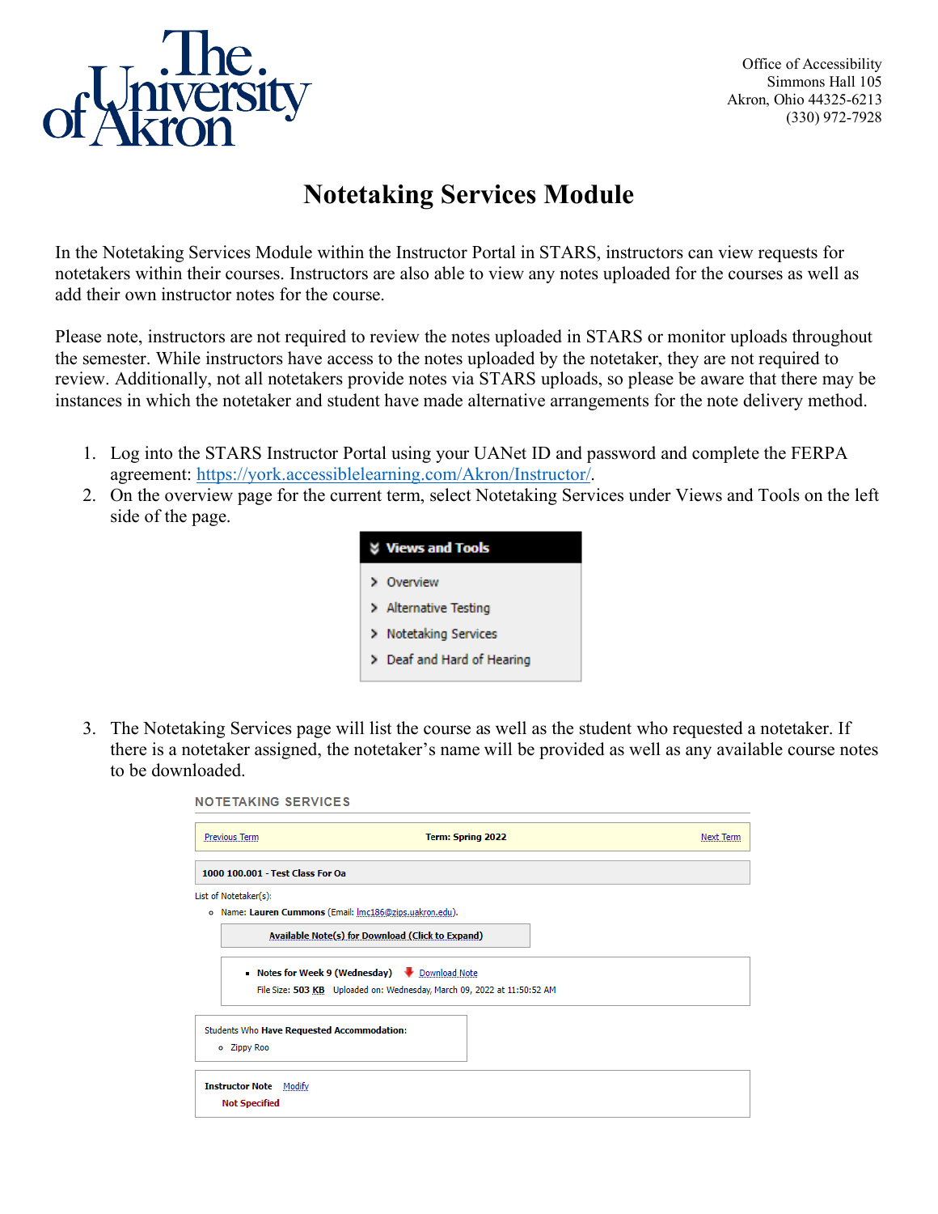Office of Accessibility
Simmons Hall 105
Akron, Ohio 44325-6213
(330) 972-7928

# Notetaking Services Module

In the Notetaking Services Module within the Instructor Portal in STARS, instructors can view requests for notetakers within their courses. Instructors are also able to view any notes uploaded for the courses as well as add their own instructor notes for the course.

Please note, instructors are not required to review the notes uploaded in STARS or monitor uploads throughout the semester. While instructors have access to the notes uploaded by the notetaker, they are not required to review. Additionally, not all notetakers provide notes via STARS uploads, so please be aware that there may be instances in which the notetaker and student have made alternative arrangements for the note delivery method.

1. Log into the STARS Instructor Portal using your UANet ID and password and complete the FERPA agreement: https://york.accessiblelearning.com/Akron/Instructor/.
2. On the overview page for the current term, select Notetaking Services under Views and Tools on the left side of the page.

   **Views and Tools**
   - Overview
   - Alternative Testing
   - Notetaking Services
   - Deaf and Hard of Hearing

3. The Notetaking Services page will list the course as well as the student who requested a notetaker. If there is a notetaker assigned, the notetaker's name will be provided as well as any available course notes to be downloaded.

   NOTETAKING SERVICES

   Previous Term | **Term: Spring 2022** | Next Term

   **1000 100.001 - Test Class For Oa**

   List of Notetaker(s):
   - Name: **Lauren Cummons** (Email: lmc186@zips.uakron.edu).

   **Available Note(s) for Download (Click to Expand)**
   - **Notes for Week 9 (Wednesday)** Download Note
     File Size: **503 KB** Uploaded on: Wednesday, March 09, 2022 at 11:50:52 AM

   Students Who **Have Requested Accommodation**:
   - Zippy Roo

   **Instructor Note** Modify
   **Not Specified**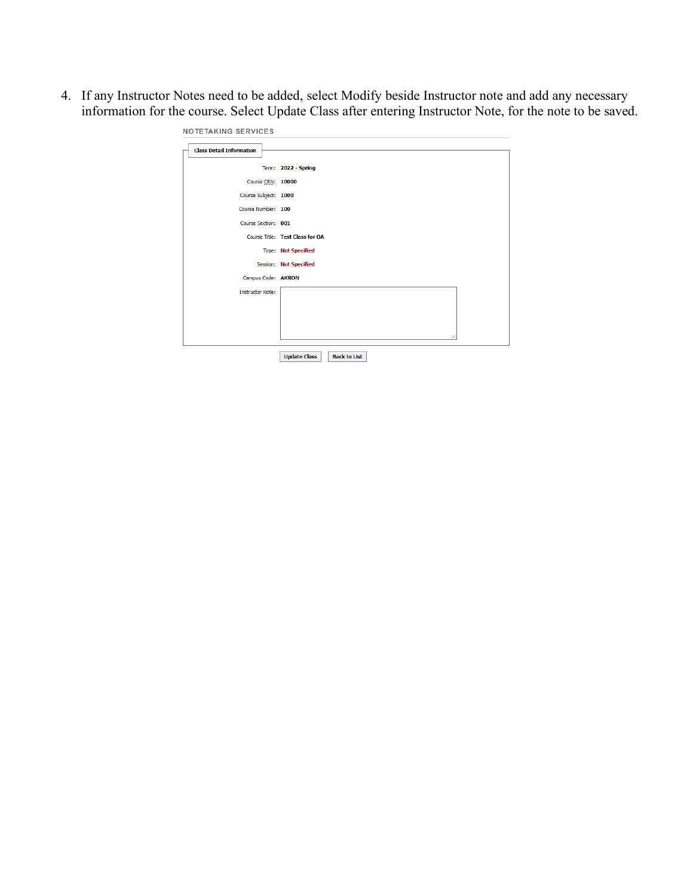4. If any Instructor Notes need to be added, select Modify beside Instructor note and add any necessary information for the course. Select Update Class after entering Instructor Note, for the note to be saved.

NOTETAKING SERVICES

**Class Detail Information**

| | |
|---|---|
| Term: | 2022 - Spring |
| Course CRN: | 10000 |
| Course Subject: | 1000 |
| Course Number: | 100 |
| Course Section: | 001 |
| Course Title: | Test Class for OA |
| Type: | Not Specified |
| Session: | Not Specified |
| Campus Code: | AKRON |
| Instructor Note: | |

Update Class | Back to List